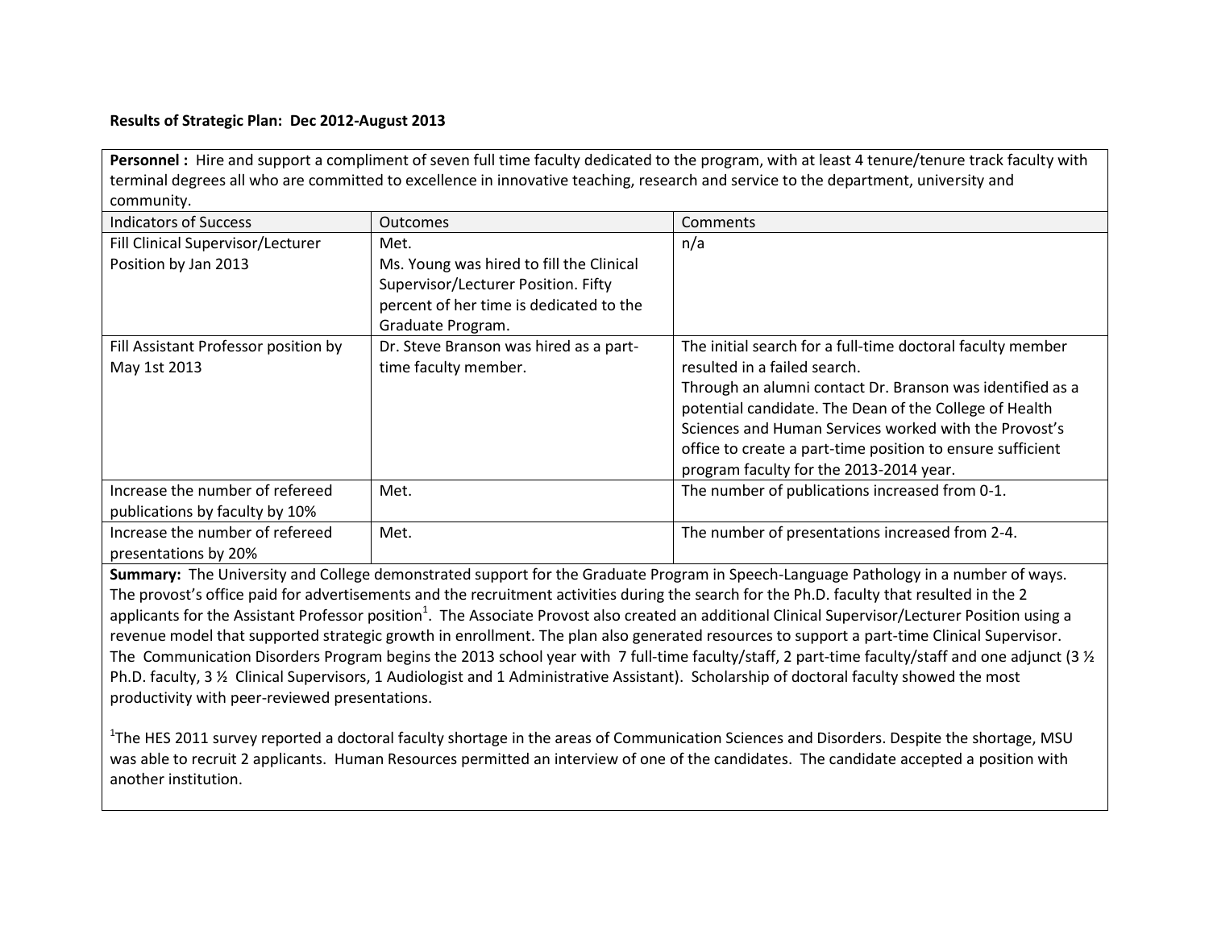**Results of Strategic Plan: Dec 2012-August 2013**

**Personnel :** Hire and support a compliment of seven full time faculty dedicated to the program, with at least 4 tenure/tenure track faculty with terminal degrees all who are committed to excellence in innovative teaching, research and service to the department, university and community.

| Indicators of Success | Outcomes | Comments |
|---|---|---|
| Fill Clinical Supervisor/Lecturer Position by Jan 2013 | Met.<br>Ms. Young was hired to fill the Clinical Supervisor/Lecturer Position. Fifty percent of her time is dedicated to the Graduate Program. | n/a |
| Fill Assistant Professor position by May 1st 2013 | Dr. Steve Branson was hired as a part-time faculty member. | The initial search for a full-time doctoral faculty member resulted in a failed search.<br>Through an alumni contact Dr. Branson was identified as a potential candidate. The Dean of the College of Health Sciences and Human Services worked with the Provost's office to create a part-time position to ensure sufficient program faculty for the 2013-2014 year. |
| Increase the number of refereed publications by faculty by 10% | Met. | The number of publications increased from 0-1. |
| Increase the number of refereed presentations by 20% | Met. | The number of presentations increased from 2-4. |

**Summary:** The University and College demonstrated support for the Graduate Program in Speech-Language Pathology in a number of ways. The provost's office paid for advertisements and the recruitment activities during the search for the Ph.D. faculty that resulted in the 2 applicants for the Assistant Professor position[1]. The Associate Provost also created an additional Clinical Supervisor/Lecturer Position using a revenue model that supported strategic growth in enrollment. The plan also generated resources to support a part-time Clinical Supervisor. The Communication Disorders Program begins the 2013 school year with 7 full-time faculty/staff, 2 part-time faculty/staff and one adjunct (3 ½ Ph.D. faculty, 3 ½ Clinical Supervisors, 1 Audiologist and 1 Administrative Assistant). Scholarship of doctoral faculty showed the most productivity with peer-reviewed presentations.

[1]The HES 2011 survey reported a doctoral faculty shortage in the areas of Communication Sciences and Disorders. Despite the shortage, MSU was able to recruit 2 applicants. Human Resources permitted an interview of one of the candidates. The candidate accepted a position with another institution.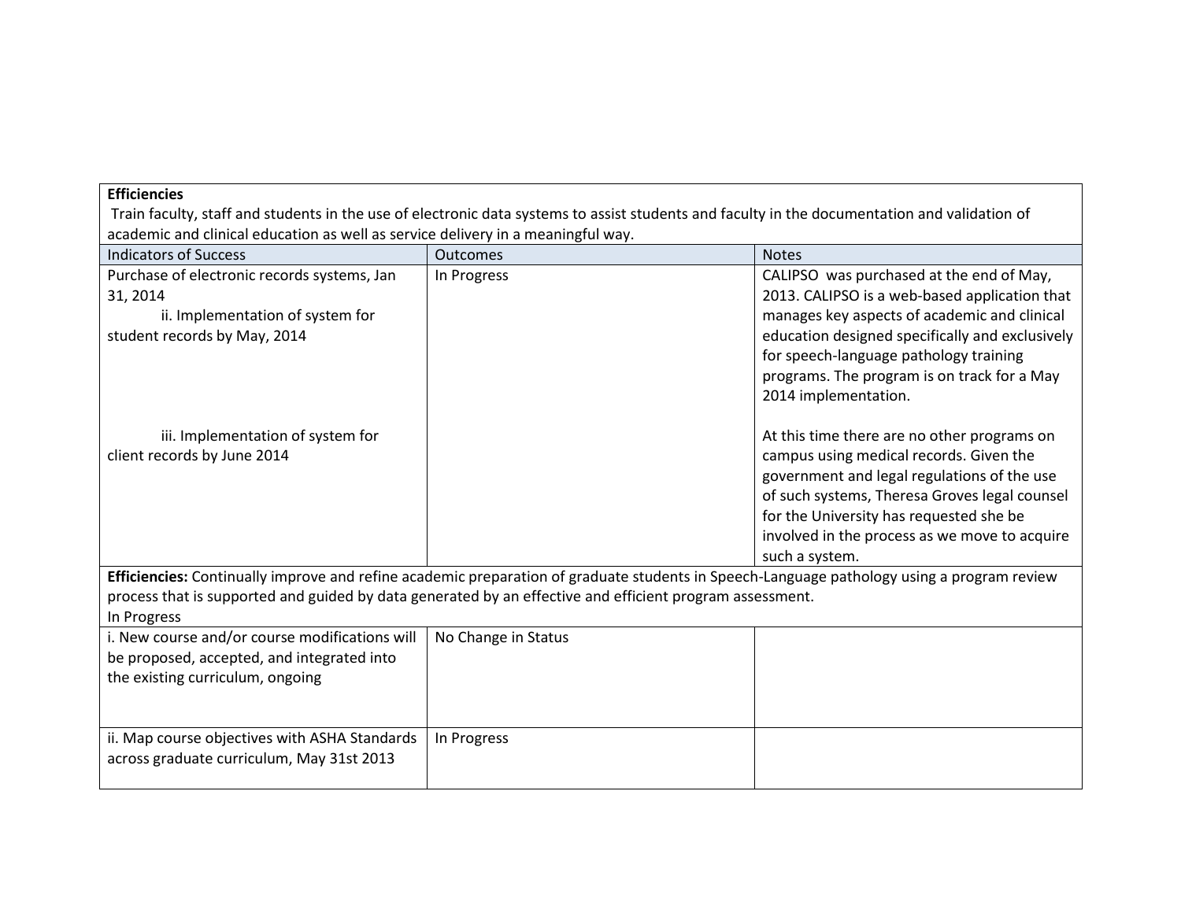| **Efficiencies** Train faculty, staff and students in the use of electronic data systems to assist students and faculty in the documentation and validation of academic and clinical education as well as service delivery in a meaningful way. | | |
|---|---|---|
| Indicators of Success | Outcomes | Notes |
| Purchase of electronic records systems, Jan 31, 2014<br>ii. Implementation of system for student records by May, 2014 | In Progress | CALIPSO was purchased at the end of May, 2013. CALIPSO is a web-based application that manages key aspects of academic and clinical education designed specifically and exclusively for speech-language pathology training programs. The program is on track for a May 2014 implementation. |
| iii. Implementation of system for client records by June 2014 | | At this time there are no other programs on campus using medical records. Given the government and legal regulations of the use of such systems, Theresa Groves legal counsel for the University has requested she be involved in the process as we move to acquire such a system. |
| **Efficiencies:** Continually improve and refine academic preparation of graduate students in Speech-Language pathology using a program review process that is supported and guided by data generated by an effective and efficient program assessment.<br>In Progress | | |
| i. New course and/or course modifications will be proposed, accepted, and integrated into the existing curriculum, ongoing | No Change in Status | |
| ii. Map course objectives with ASHA Standards across graduate curriculum, May 31st 2013 | In Progress | |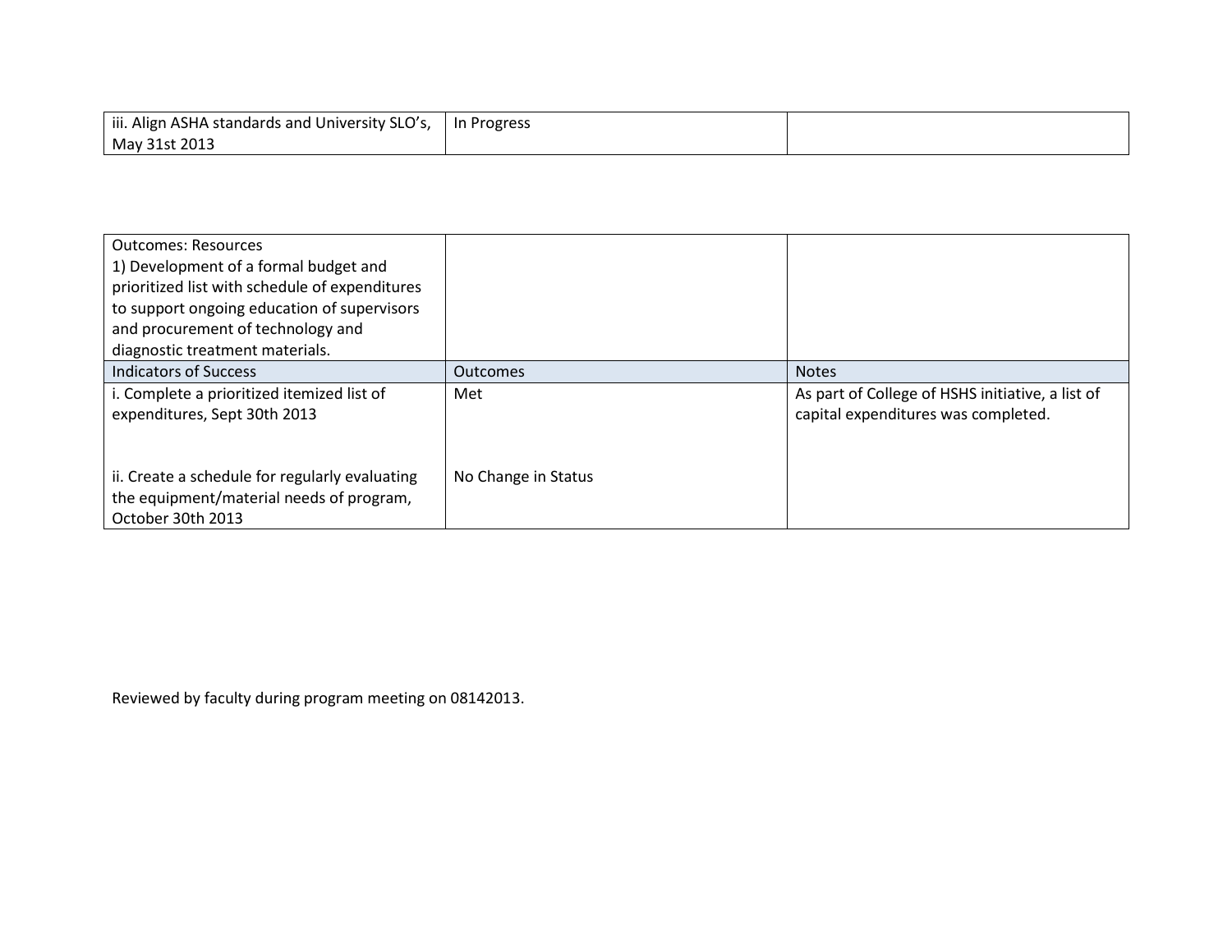| | | |
|---|---|---|
| iii. Align ASHA standards and University SLO's, May 31st 2013 | In Progress | |

| | | |
|---|---|---|
| Outcomes: Resources<br>1) Development of a formal budget and prioritized list with schedule of expenditures to support ongoing education of supervisors and procurement of technology and diagnostic treatment materials. | | |
| Indicators of Success | Outcomes | Notes |
| i. Complete a prioritized itemized list of expenditures, Sept 30th 2013 | Met | As part of College of HSHS initiative, a list of capital expenditures was completed. |
| ii. Create a schedule for regularly evaluating the equipment/material needs of program, October 30th 2013 | No Change in Status | |

Reviewed by faculty during program meeting on 08142013.